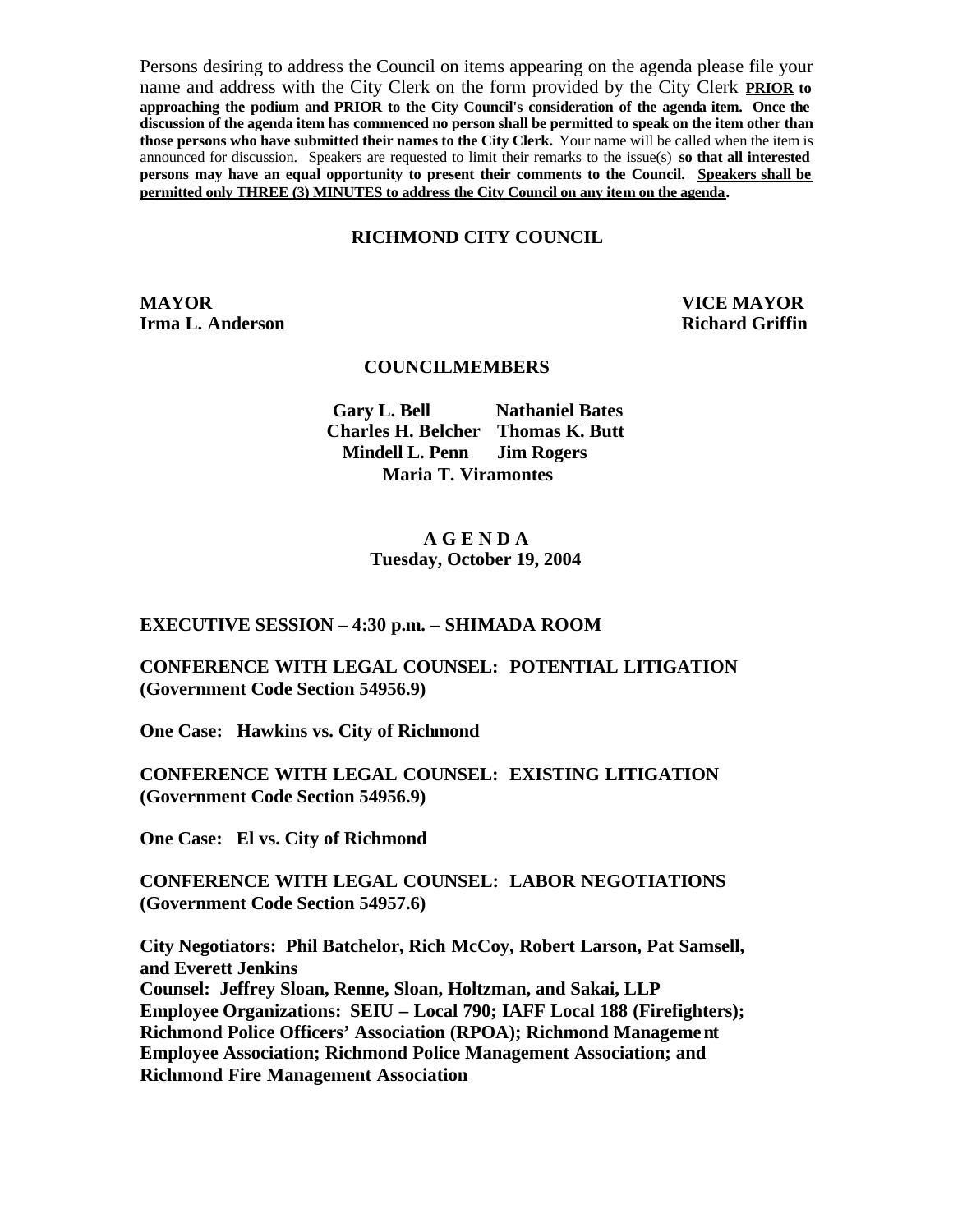Persons desiring to address the Council on items appearing on the agenda please file your name and address with the City Clerk on the form provided by the City Clerk **PRIOR to approaching the podium and PRIOR to the City Council's consideration of the agenda item. Once the discussion of the agenda item has commenced no person shall be permitted to speak on the item other than those persons who have submitted their names to the City Clerk.** Your name will be called when the item is announced for discussion. Speakers are requested to limit their remarks to the issue(s) **so that all interested persons may have an equal opportunity to present their comments to the Council. Speakers shall be permitted only THREE (3) MINUTES to address the City Council on any item on the agenda.**

## RICHMOND CITY COUNCIL

**MAYOR**
**Irma L. Anderson**

**VICE MAYOR**
**Richard Griffin**

### COUNCILMEMBERS

**Gary L. Bell** **Nathaniel Bates**
**Charles H. Belcher** **Thomas K. Butt**
**Mindell L. Penn** **Jim Rogers**
**Maria T. Viramontes**

## A G E N D A
**Tuesday, October 19, 2004**

**EXECUTIVE SESSION – 4:30 p.m. – SHIMADA ROOM**

**CONFERENCE WITH LEGAL COUNSEL: POTENTIAL LITIGATION (Government Code Section 54956.9)**

**One Case: Hawkins vs. City of Richmond**

**CONFERENCE WITH LEGAL COUNSEL: EXISTING LITIGATION (Government Code Section 54956.9)**

**One Case: El vs. City of Richmond**

**CONFERENCE WITH LEGAL COUNSEL: LABOR NEGOTIATIONS (Government Code Section 54957.6)**

**City Negotiators: Phil Batchelor, Rich McCoy, Robert Larson, Pat Samsell, and Everett Jenkins**
**Counsel: Jeffrey Sloan, Renne, Sloan, Holtzman, and Sakai, LLP**
**Employee Organizations: SEIU – Local 790; IAFF Local 188 (Firefighters); Richmond Police Officers' Association (RPOA); Richmond Management Employee Association; Richmond Police Management Association; and Richmond Fire Management Association**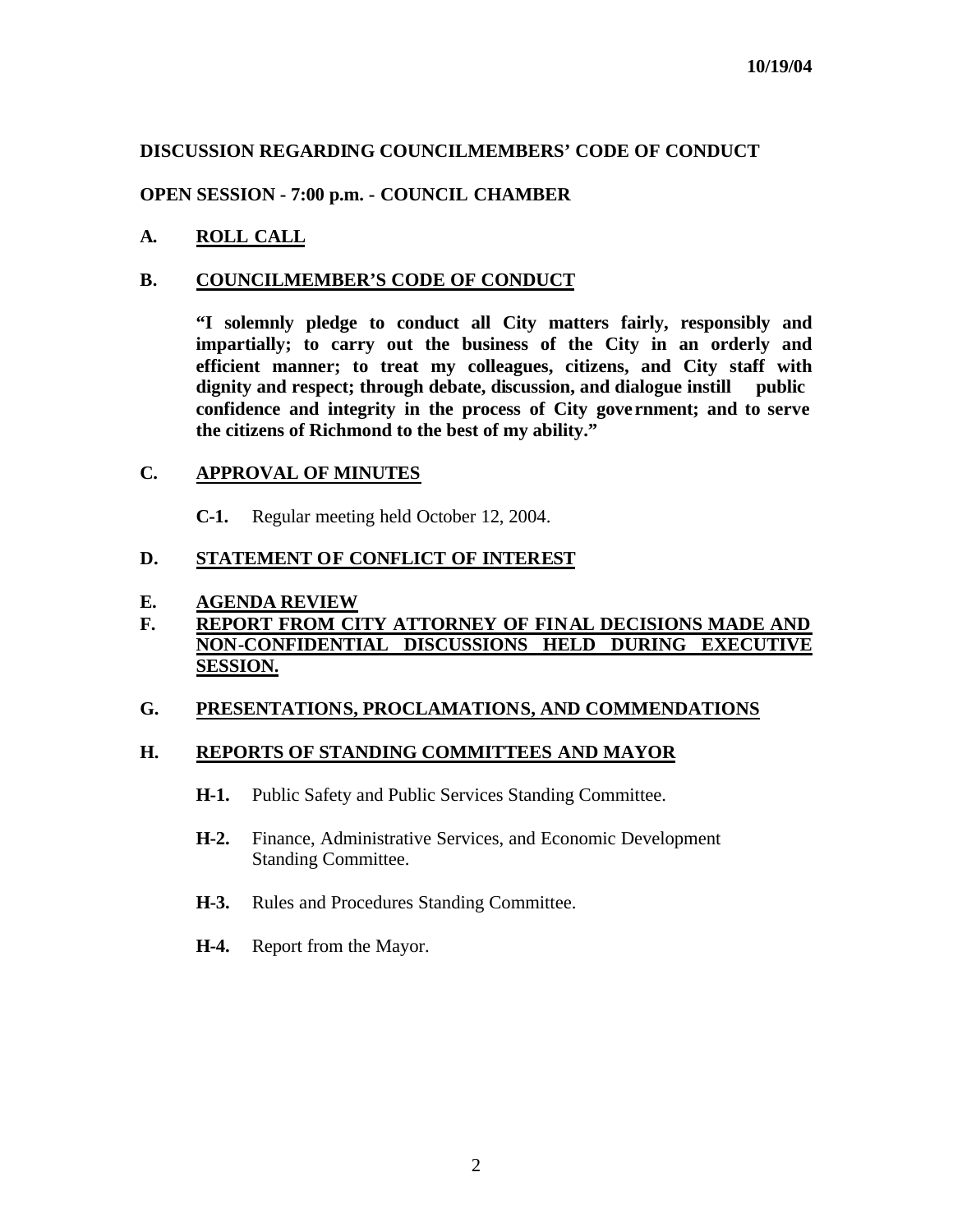10/19/04

**DISCUSSION REGARDING COUNCILMEMBERS' CODE OF CONDUCT**

**OPEN SESSION - 7:00 p.m. - COUNCIL CHAMBER**

**A. <u>ROLL CALL</u>**

**B. <u>COUNCILMEMBER'S CODE OF CONDUCT</u>**

**"I solemnly pledge to conduct all City matters fairly, responsibly and impartially; to carry out the business of the City in an orderly and efficient manner; to treat my colleagues, citizens, and City staff with dignity and respect; through debate, discussion, and dialogue instill public confidence and integrity in the process of City government; and to serve the citizens of Richmond to the best of my ability."**

**C. <u>APPROVAL OF MINUTES</u>**

**C-1.** Regular meeting held October 12, 2004.

**D. <u>STATEMENT OF CONFLICT OF INTEREST</u>**

**E. <u>AGENDA REVIEW</u>**

**F. <u>REPORT FROM CITY ATTORNEY OF FINAL DECISIONS MADE AND NON-CONFIDENTIAL DISCUSSIONS HELD DURING EXECUTIVE SESSION.</u>**

**G. <u>PRESENTATIONS, PROCLAMATIONS, AND COMMENDATIONS</u>**

**H. <u>REPORTS OF STANDING COMMITTEES AND MAYOR</u>**

**H-1.** Public Safety and Public Services Standing Committee.

**H-2.** Finance, Administrative Services, and Economic Development Standing Committee.

**H-3.** Rules and Procedures Standing Committee.

**H-4.** Report from the Mayor.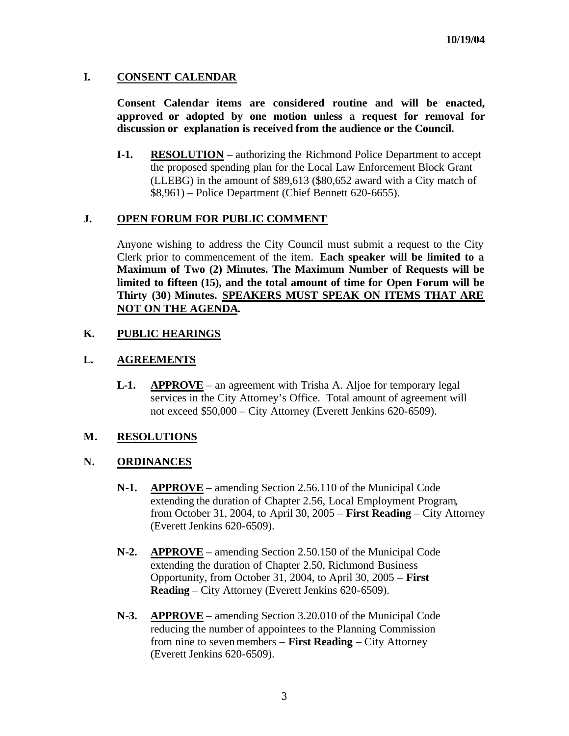10/19/04

## I. CONSENT CALENDAR

**Consent Calendar items are considered routine and will be enacted, approved or adopted by one motion unless a request for removal for discussion or explanation is received from the audience or the Council.**

**I-1.** **RESOLUTION** – authorizing the Richmond Police Department to accept the proposed spending plan for the Local Law Enforcement Block Grant (LLEBG) in the amount of $89,613 ($80,652 award with a City match of $8,961) – Police Department (Chief Bennett 620-6655).

## J. OPEN FORUM FOR PUBLIC COMMENT

Anyone wishing to address the City Council must submit a request to the City Clerk prior to commencement of the item. **Each speaker will be limited to a Maximum of Two (2) Minutes. The Maximum Number of Requests will be limited to fifteen (15), and the total amount of time for Open Forum will be Thirty (30) Minutes. SPEAKERS MUST SPEAK ON ITEMS THAT ARE NOT ON THE AGENDA.**

## K. PUBLIC HEARINGS

## L. AGREEMENTS

**L-1.** **APPROVE** – an agreement with Trisha A. Aljoe for temporary legal services in the City Attorney's Office. Total amount of agreement will not exceed $50,000 – City Attorney (Everett Jenkins 620-6509).

## M. RESOLUTIONS

## N. ORDINANCES

**N-1.** **APPROVE** – amending Section 2.56.110 of the Municipal Code extending the duration of Chapter 2.56, Local Employment Program, from October 31, 2004, to April 30, 2005 – **First Reading** – City Attorney (Everett Jenkins 620-6509).

**N-2.** **APPROVE** – amending Section 2.50.150 of the Municipal Code extending the duration of Chapter 2.50, Richmond Business Opportunity, from October 31, 2004, to April 30, 2005 – **First Reading** – City Attorney (Everett Jenkins 620-6509).

**N-3.** **APPROVE** – amending Section 3.20.010 of the Municipal Code reducing the number of appointees to the Planning Commission from nine to seven members – **First Reading** – City Attorney (Everett Jenkins 620-6509).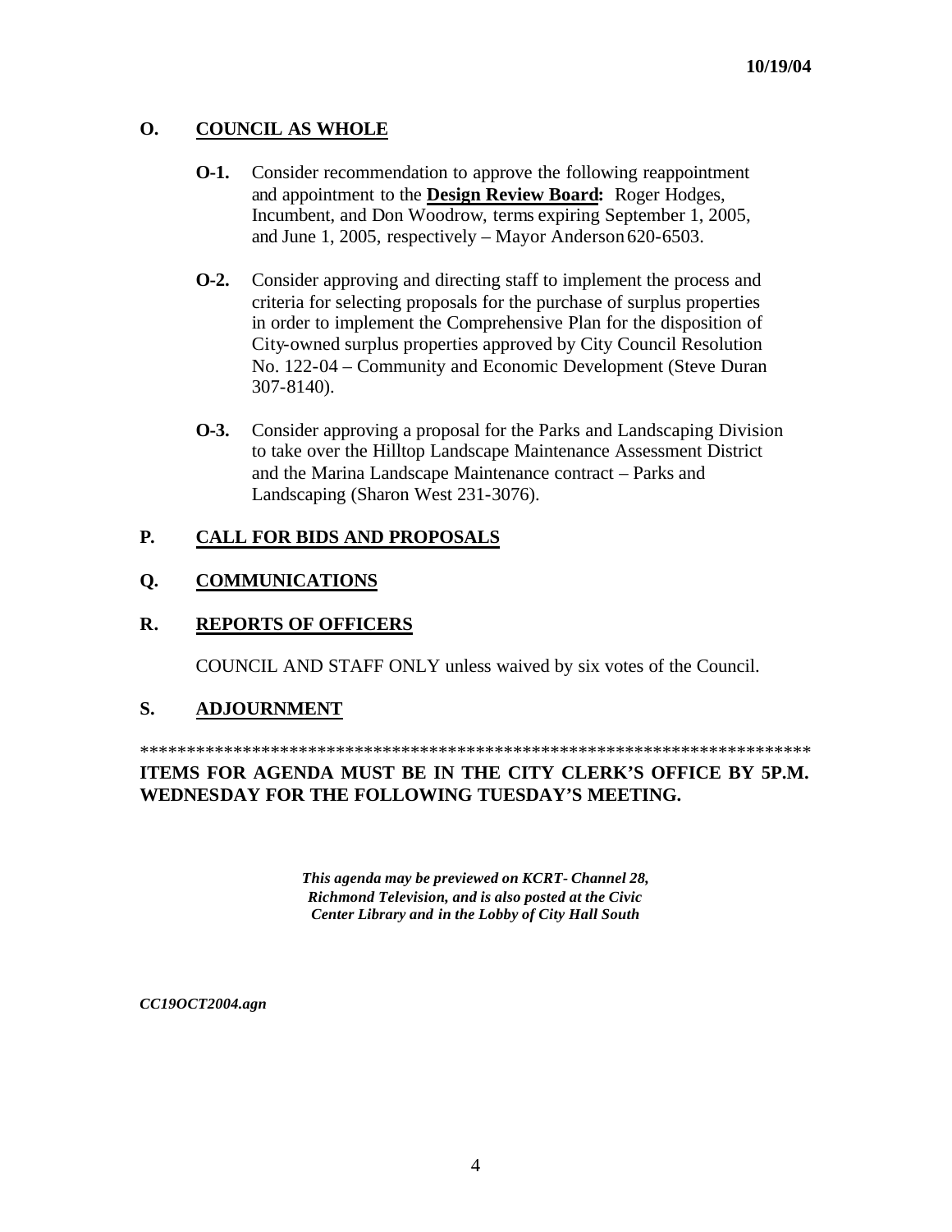## O. COUNCIL AS WHOLE

**O-1.** Consider recommendation to approve the following reappointment and appointment to the **Design Review Board:** Roger Hodges, Incumbent, and Don Woodrow, terms expiring September 1, 2005, and June 1, 2005, respectively – Mayor Anderson 620-6503.

**O-2.** Consider approving and directing staff to implement the process and criteria for selecting proposals for the purchase of surplus properties in order to implement the Comprehensive Plan for the disposition of City-owned surplus properties approved by City Council Resolution No. 122-04 – Community and Economic Development (Steve Duran 307-8140).

**O-3.** Consider approving a proposal for the Parks and Landscaping Division to take over the Hilltop Landscape Maintenance Assessment District and the Marina Landscape Maintenance contract – Parks and Landscaping (Sharon West 231-3076).

## P. CALL FOR BIDS AND PROPOSALS

## Q. COMMUNICATIONS

## R. REPORTS OF OFFICERS

COUNCIL AND STAFF ONLY unless waived by six votes of the Council.

## S. ADJOURNMENT

**************************************************************************

**ITEMS FOR AGENDA MUST BE IN THE CITY CLERK'S OFFICE BY 5P.M. WEDNESDAY FOR THE FOLLOWING TUESDAY'S MEETING.**

***This agenda may be previewed on KCRT- Channel 28, Richmond Television, and is also posted at the Civic Center Library and in the Lobby of City Hall South***

***CC19OCT2004.agn***